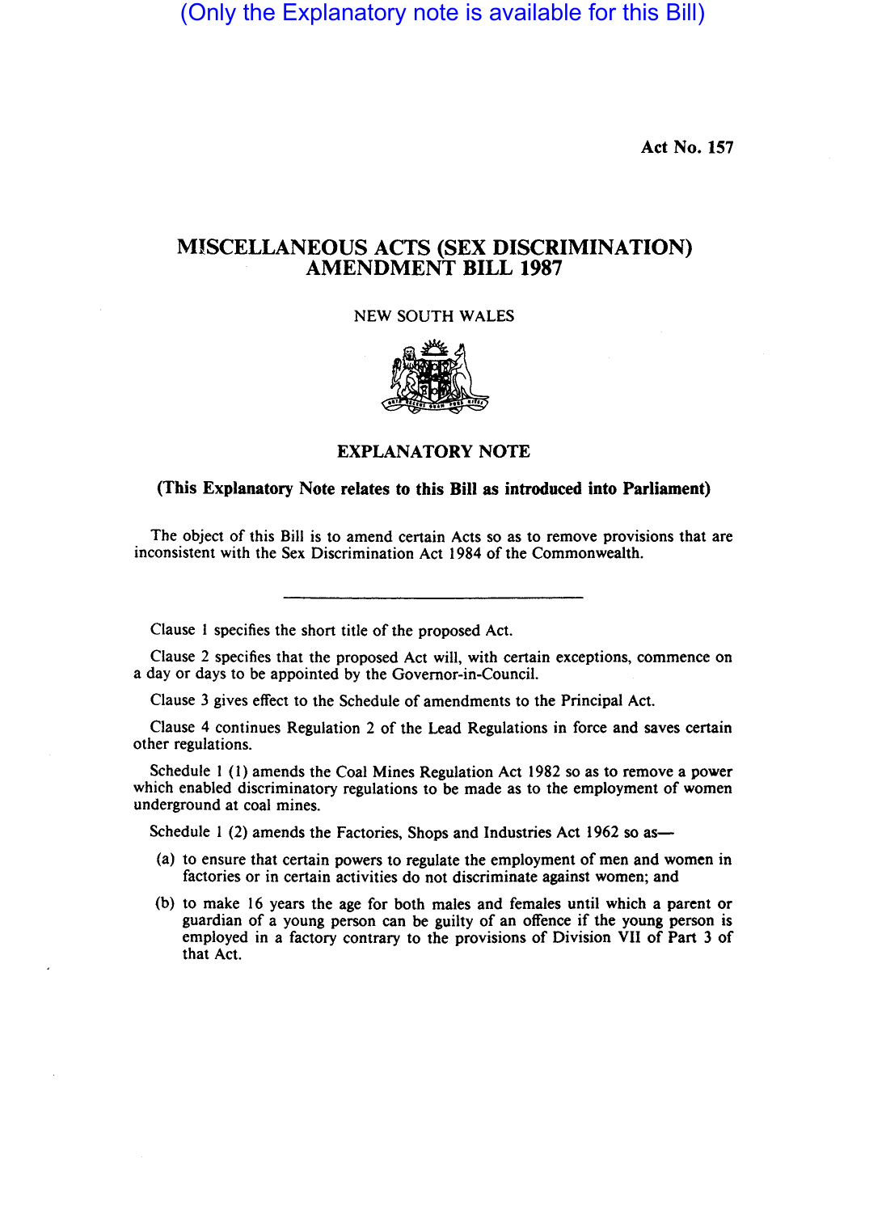(Only the Explanatory note is available for this Bill)

**Act No. 157**

# MISCELLANEOUS ACTS (SEX DISCRIMINATION) AMENDMENT BILL 1987

NEW SOUTH WALES

## EXPLANATORY NOTE

**(This Explanatory Note relates to this Bill as introduced into Parliament)**

The object of this Bill is to amend certain Acts so as to remove provisions that are inconsistent with the Sex Discrimination Act 1984 of the Commonwealth.

---

Clause 1 specifies the short title of the proposed Act.

Clause 2 specifies that the proposed Act will, with certain exceptions, commence on a day or days to be appointed by the Governor-in-Council.

Clause 3 gives effect to the Schedule of amendments to the Principal Act.

Clause 4 continues Regulation 2 of the Lead Regulations in force and saves certain other regulations.

Schedule 1 (1) amends the Coal Mines Regulation Act 1982 so as to remove a power which enabled discriminatory regulations to be made as to the employment of women underground at coal mines.

Schedule 1 (2) amends the Factories, Shops and Industries Act 1962 so as—

(a) to ensure that certain powers to regulate the employment of men and women in factories or in certain activities do not discriminate against women; and

(b) to make 16 years the age for both males and females until which a parent or guardian of a young person can be guilty of an offence if the young person is employed in a factory contrary to the provisions of Division VII of Part 3 of that Act.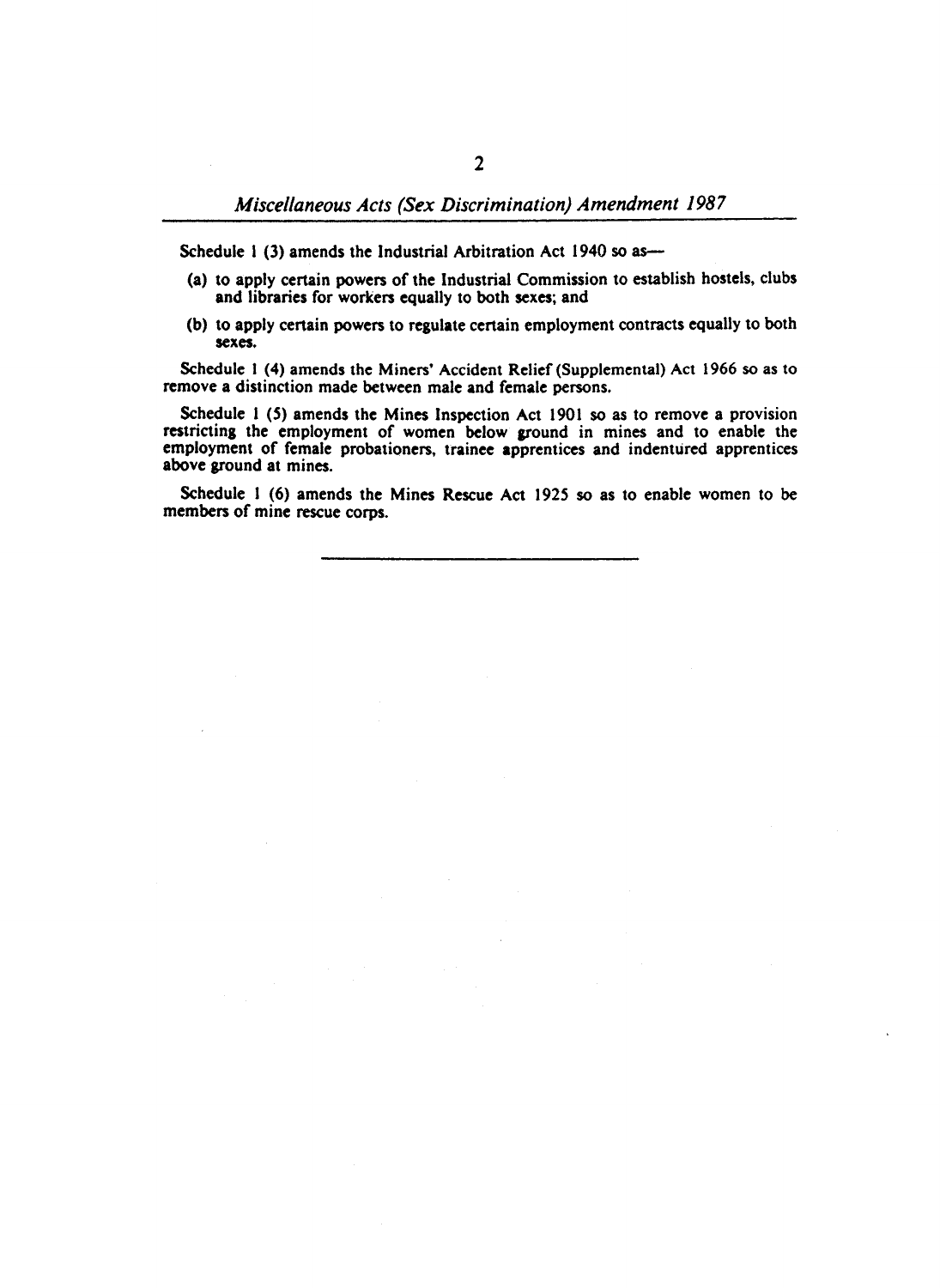Schedule 1 (3) amends the Industrial Arbitration Act 1940 so as—

(a) to apply certain powers of the Industrial Commission to establish hostels, clubs and libraries for workers equally to both sexes; and

(b) to apply certain powers to regulate certain employment contracts equally to both sexes.

Schedule 1 (4) amends the Miners' Accident Relief (Supplemental) Act 1966 so as to remove a distinction made between male and female persons.

Schedule 1 (5) amends the Mines Inspection Act 1901 so as to remove a provision restricting the employment of women below ground in mines and to enable the employment of female probationers, trainee apprentices and indentured apprentices above ground at mines.

Schedule 1 (6) amends the Mines Rescue Act 1925 so as to enable women to be members of mine rescue corps.